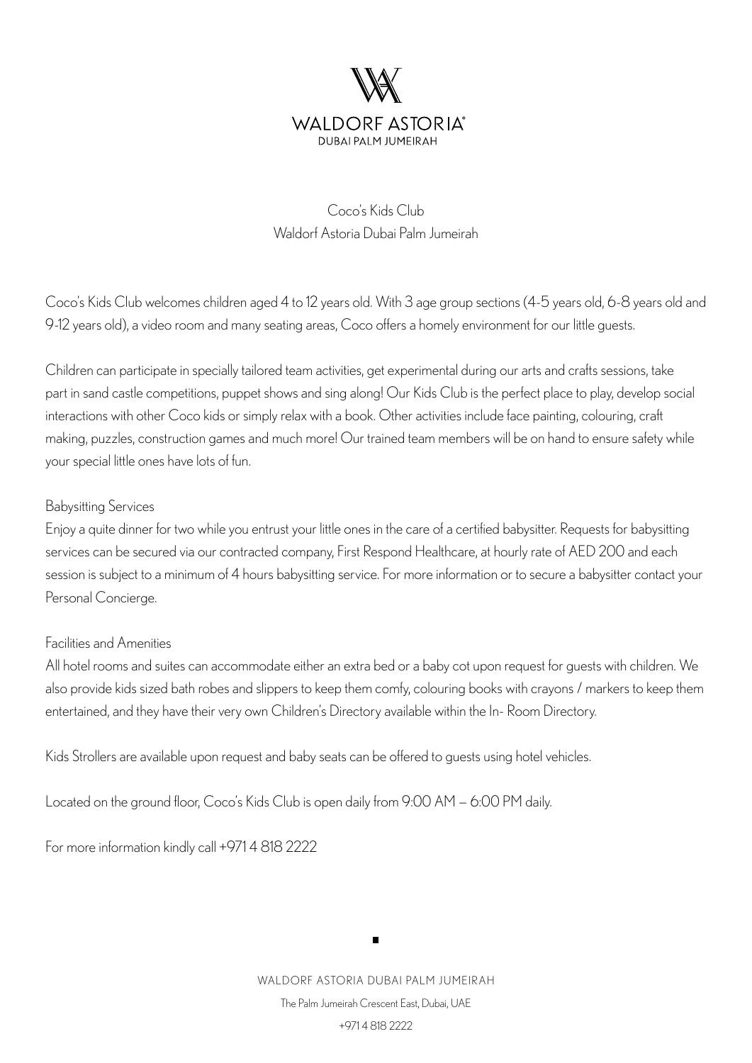WALDORF ASTORIA®
DUBAI PALM JUMEIRAH

# Coco's Kids Club
## Waldorf Astoria Dubai Palm Jumeirah

Coco's Kids Club welcomes children aged 4 to 12 years old. With 3 age group sections (4-5 years old, 6-8 years old and 9-12 years old), a video room and many seating areas, Coco offers a homely environment for our little guests.

Children can participate in specially tailored team activities, get experimental during our arts and crafts sessions, take part in sand castle competitions, puppet shows and sing along! Our Kids Club is the perfect place to play, develop social interactions with other Coco kids or simply relax with a book. Other activities include face painting, colouring, craft making, puzzles, construction games and much more! Our trained team members will be on hand to ensure safety while your special little ones have lots of fun.

### Babysitting Services

Enjoy a quite dinner for two while you entrust your little ones in the care of a certified babysitter. Requests for babysitting services can be secured via our contracted company, First Respond Healthcare, at hourly rate of AED 200 and each session is subject to a minimum of 4 hours babysitting service. For more information or to secure a babysitter contact your Personal Concierge.

### Facilities and Amenities

All hotel rooms and suites can accommodate either an extra bed or a baby cot upon request for guests with children. We also provide kids sized bath robes and slippers to keep them comfy, colouring books with crayons / markers to keep them entertained, and they have their very own Children's Directory available within the In- Room Directory.

Kids Strollers are available upon request and baby seats can be offered to guests using hotel vehicles.

Located on the ground floor, Coco's Kids Club is open daily from 9:00 AM – 6:00 PM daily.

For more information kindly call +971 4 818 2222

WALDORF ASTORIA DUBAI PALM JUMEIRAH
The Palm Jumeirah Crescent East, Dubai, UAE
+971 4 818 2222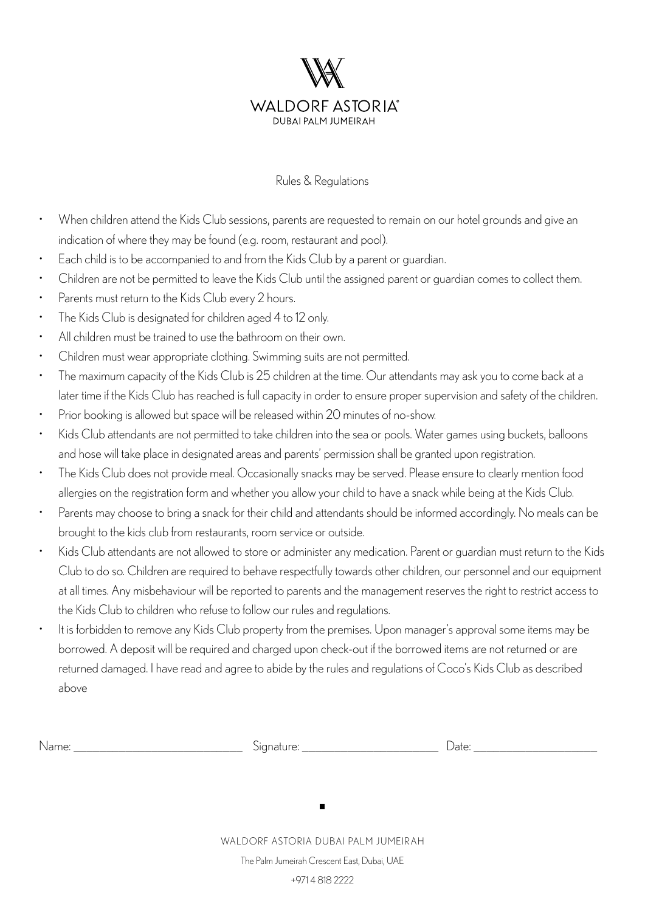WALDORF ASTORIA®

DUBAI PALM JUMEIRAH

# Rules & Regulations

- When children attend the Kids Club sessions, parents are requested to remain on our hotel grounds and give an indication of where they may be found (e.g. room, restaurant and pool).
- Each child is to be accompanied to and from the Kids Club by a parent or guardian.
- Children are not be permitted to leave the Kids Club until the assigned parent or guardian comes to collect them.
- Parents must return to the Kids Club every 2 hours.
- The Kids Club is designated for children aged 4 to 12 only.
- All children must be trained to use the bathroom on their own.
- Children must wear appropriate clothing. Swimming suits are not permitted.
- The maximum capacity of the Kids Club is 25 children at the time. Our attendants may ask you to come back at a later time if the Kids Club has reached is full capacity in order to ensure proper supervision and safety of the children.
- Prior booking is allowed but space will be released within 20 minutes of no-show.
- Kids Club attendants are not permitted to take children into the sea or pools. Water games using buckets, balloons and hose will take place in designated areas and parents' permission shall be granted upon registration.
- The Kids Club does not provide meal. Occasionally snacks may be served. Please ensure to clearly mention food allergies on the registration form and whether you allow your child to have a snack while being at the Kids Club.
- Parents may choose to bring a snack for their child and attendants should be informed accordingly. No meals can be brought to the kids club from restaurants, room service or outside.
- Kids Club attendants are not allowed to store or administer any medication. Parent or guardian must return to the Kids Club to do so. Children are required to behave respectfully towards other children, our personnel and our equipment at all times. Any misbehaviour will be reported to parents and the management reserves the right to restrict access to the Kids Club to children who refuse to follow our rules and regulations.
- It is forbidden to remove any Kids Club property from the premises. Upon manager's approval some items may be borrowed. A deposit will be required and charged upon check-out if the borrowed items are not returned or are returned damaged. I have read and agree to abide by the rules and regulations of Coco's Kids Club as described above

Name: ____________________________ Signature: ________________________ Date: ______________________

WALDORF ASTORIA DUBAI PALM JUMEIRAH

The Palm Jumeirah Crescent East, Dubai, UAE

+971 4 818 2222